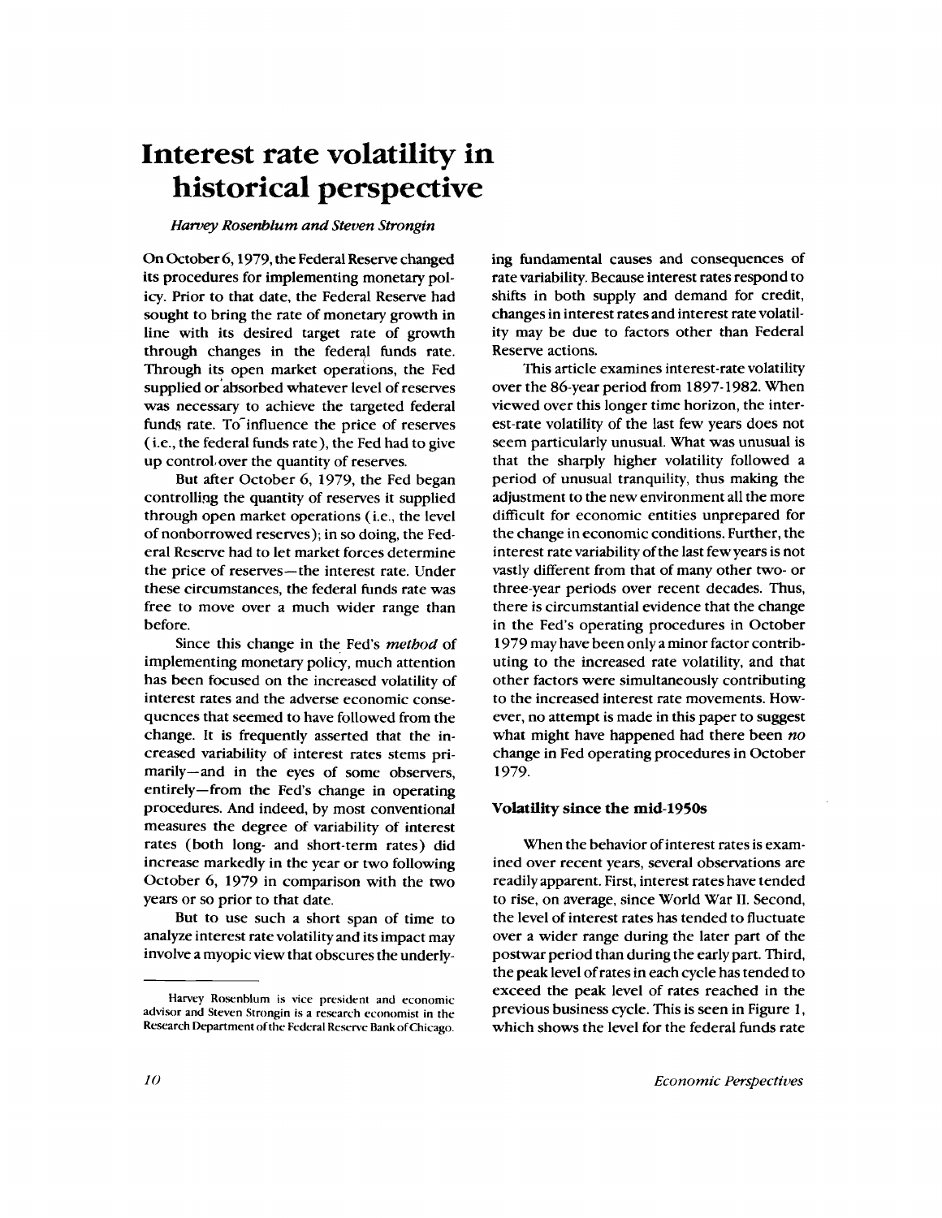# Interest rate volatility in historical perspective

*Harvey Rosenblum and Steven Strongin*

On October 6, 1979, the Federal Reserve changed its procedures for implementing monetary policy. Prior to that date, the Federal Reserve had sought to bring the rate of monetary growth in line with its desired target rate of growth through changes in the federal funds rate. Through its open market operations, the Fed supplied or absorbed whatever level of reserves was necessary to achieve the targeted federal funds rate. To influence the price of reserves (i.e., the federal funds rate), the Fed had to give up control over the quantity of reserves.

But after October 6, 1979, the Fed began controlling the quantity of reserves it supplied through open market operations (i.e., the level of nonborrowed reserves); in so doing, the Federal Reserve had to let market forces determine the price of reserves—the interest rate. Under these circumstances, the federal funds rate was free to move over a much wider range than before.

Since this change in the Fed's *method* of implementing monetary policy, much attention has been focused on the increased volatility of interest rates and the adverse economic consequences that seemed to have followed from the change. It is frequently asserted that the increased variability of interest rates stems primarily—and in the eyes of some observers, entirely—from the Fed's change in operating procedures. And indeed, by most conventional measures the degree of variability of interest rates (both long- and short-term rates) did increase markedly in the year or two following October 6, 1979 in comparison with the two years or so prior to that date.

But to use such a short span of time to analyze interest rate volatility and its impact may involve a myopic view that obscures the underlying fundamental causes and consequences of rate variability. Because interest rates respond to shifts in both supply and demand for credit, changes in interest rates and interest rate volatility may be due to factors other than Federal Reserve actions.

This article examines interest-rate volatility over the 86-year period from 1897-1982. When viewed over this longer time horizon, the interest-rate volatility of the last few years does not seem particularly unusual. What was unusual is that the sharply higher volatility followed a period of unusual tranquility, thus making the adjustment to the new environment all the more difficult for economic entities unprepared for the change in economic conditions. Further, the interest rate variability of the last few years is not vastly different from that of many other two- or three-year periods over recent decades. Thus, there is circumstantial evidence that the change in the Fed's operating procedures in October 1979 may have been only a minor factor contributing to the increased rate volatility, and that other factors were simultaneously contributing to the increased interest rate movements. However, no attempt is made in this paper to suggest what might have happened had there been *no* change in Fed operating procedures in October 1979.

## Volatility since the mid-1950s

When the behavior of interest rates is examined over recent years, several observations are readily apparent. First, interest rates have tended to rise, on average, since World War II. Second, the level of interest rates has tended to fluctuate over a wider range during the later part of the postwar period than during the early part. Third, the peak level of rates in each cycle has tended to exceed the peak level of rates reached in the previous business cycle. This is seen in Figure 1, which shows the level for the federal funds rate

---

Harvey Rosenblum is vice president and economic advisor and Steven Strongin is a research economist in the Research Department of the Federal Reserve Bank of Chicago.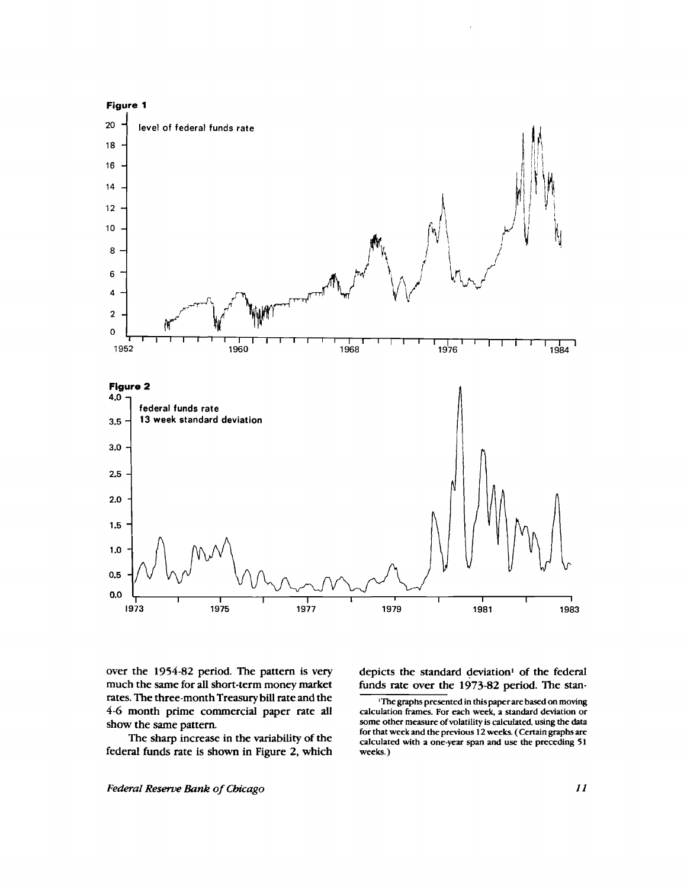**Figure 1**

**Figure 2**

over the 1954-82 period. The pattern is very much the same for all short-term money market rates. The three-month Treasury bill rate and the 4-6 month prime commercial paper rate all show the same pattern.

The sharp increase in the variability of the federal funds rate is shown in Figure 2, which depicts the standard deviation[1] of the federal funds rate over the 1973-82 period. The stan-

[1]The graphs presented in this paper are based on moving calculation frames. For each week, a standard deviation or some other measure of volatility is calculated, using the data for that week and the previous 12 weeks. (Certain graphs are calculated with a one-year span and use the preceding 51 weeks.)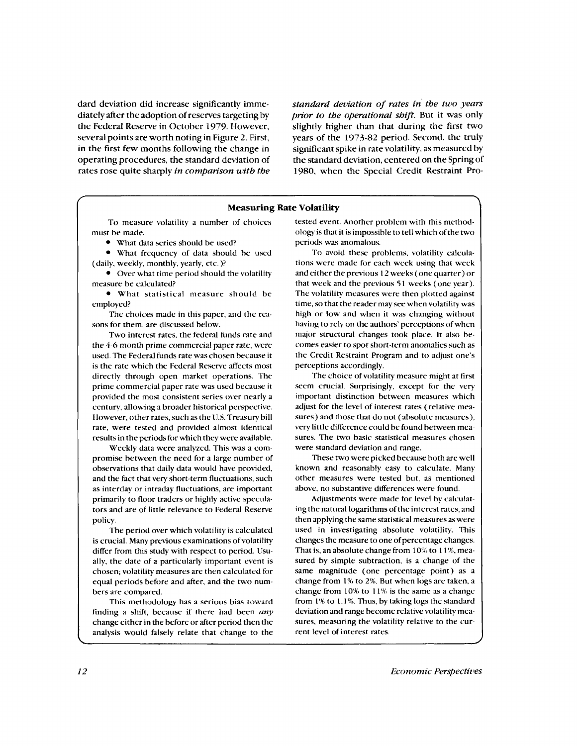dard deviation did increase significantly immediately after the adoption of reserves targeting by the Federal Reserve in October 1979. However, several points are worth noting in Figure 2. First, in the first few months following the change in operating procedures, the standard deviation of rates rose quite sharply *in comparison with the standard deviation of rates in the two years prior to the operational shift.* But it was only slightly higher than that during the first two years of the 1973-82 period. Second, the truly significant spike in rate volatility, as measured by the standard deviation, centered on the Spring of 1980, when the Special Credit Restraint Pro-

### Measuring Rate Volatility

To measure volatility a number of choices must be made.

- What data series should be used?
- What frequency of data should be used (daily, weekly, monthly, yearly, etc.)?
- Over what time period should the volatility measure be calculated?
- What statistical measure should be employed?

The choices made in this paper, and the reasons for them, are discussed below.

Two interest rates, the federal funds rate and the 4-6 month prime commercial paper rate, were used. The Federal funds rate was chosen because it is the rate which the Federal Reserve affects most directly through open market operations. The prime commercial paper rate was used because it provided the most consistent series over nearly a century, allowing a broader historical perspective. However, other rates, such as the U.S. Treasury bill rate, were tested and provided almost identical results in the periods for which they were available.

Weekly data were analyzed. This was a compromise between the need for a large number of observations that daily data would have provided, and the fact that very short-term fluctuations, such as interday or intraday fluctuations, are important primarily to floor traders or highly active speculators and are of little relevance to Federal Reserve policy.

The period over which volatility is calculated is crucial. Many previous examinations of volatility differ from this study with respect to period. Usually, the date of a particularly important event is chosen; volatility measures are then calculated for equal periods before and after, and the two numbers are compared.

This methodology has a serious bias toward finding a shift, because if there had been *any* change either in the before or after period then the analysis would falsely relate that change to the tested event. Another problem with this methodology is that it is impossible to tell which of the two periods was anomalous.

To avoid these problems, volatility calculations were made for each week using that week and either the previous 12 weeks (one quarter) or that week and the previous 51 weeks (one year). The volatility measures were then plotted against time, so that the reader may see when volatility was high or low and when it was changing without having to rely on the authors' perceptions of when major structural changes took place. It also becomes easier to spot short-term anomalies such as the Credit Restraint Program and to adjust one's perceptions accordingly.

The choice of volatility measure might at first seem crucial. Surprisingly, except for the very important distinction between measures which adjust for the level of interest rates (relative measures) and those that do not (absolute measures), very little difference could be found between measures. The two basic statistical measures chosen were standard deviation and range.

These two were picked because both are well known and reasonably easy to calculate. Many other measures were tested but, as mentioned above, no substantive differences were found.

Adjustments were made for level by calculating the natural logarithms of the interest rates, and then applying the same statistical measures as were used in investigating absolute volatility. This changes the measure to one of percentage changes. That is, an absolute change from 10% to 11%, measured by simple subtraction, is a change of the same magnitude (one percentage point) as a change from 1% to 2%. But when logs are taken, a change from 10% to 11% is the same as a change from 1% to 1.1%. Thus, by taking logs the standard deviation and range become relative volatility measures, measuring the volatility relative to the current level of interest rates.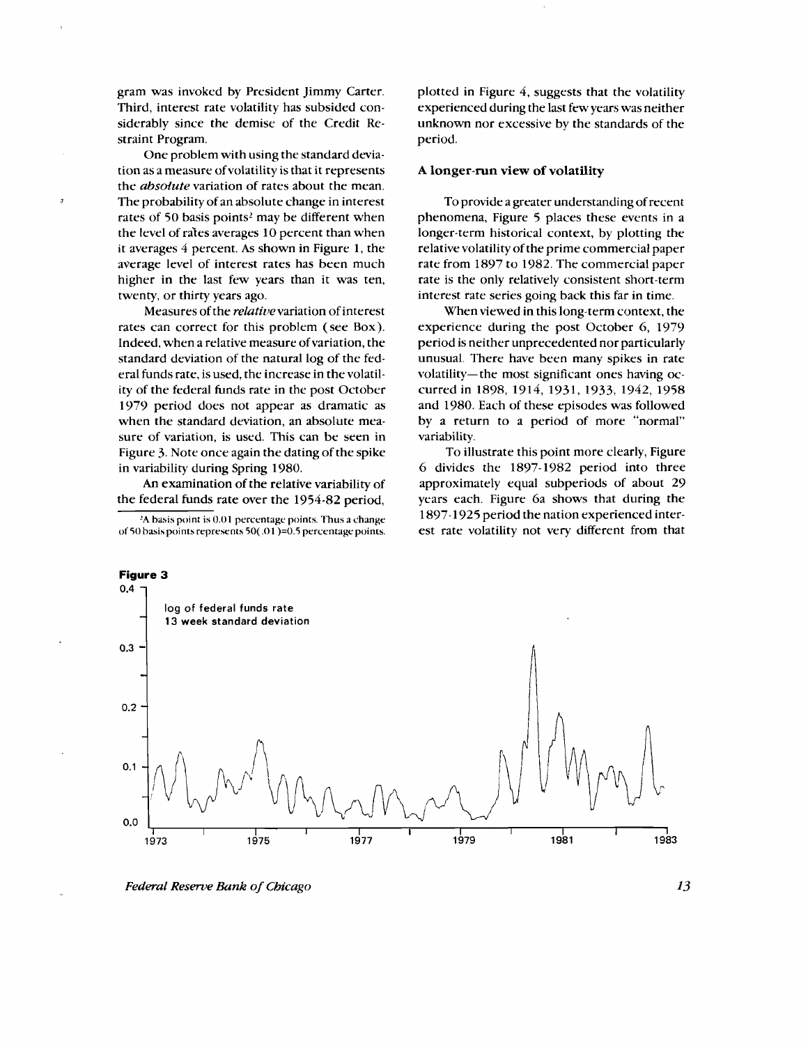gram was invoked by President Jimmy Carter. Third, interest rate volatility has subsided considerably since the demise of the Credit Restraint Program.

One problem with using the standard deviation as a measure of volatility is that it represents the *absolute* variation of rates about the mean. The probability of an absolute change in interest rates of 50 basis points[2] may be different when the level of rates averages 10 percent than when it averages 4 percent. As shown in Figure 1, the average level of interest rates has been much higher in the last few years than it was ten, twenty, or thirty years ago.

Measures of the *relative* variation of interest rates can correct for this problem (see Box). Indeed, when a relative measure of variation, the standard deviation of the natural log of the federal funds rate, is used, the increase in the volatility of the federal funds rate in the post October 1979 period does not appear as dramatic as when the standard deviation, an absolute measure of variation, is used. This can be seen in Figure 3. Note once again the dating of the spike in variability during Spring 1980.

An examination of the relative variability of the federal funds rate over the 1954-82 period, plotted in Figure 4, suggests that the volatility experienced during the last few years was neither unknown nor excessive by the standards of the period.

[2]A basis point is 0.01 percentage points. Thus a change of 50 basis points represents 50(.01)=0.5 percentage points.

## A longer-run view of volatility

To provide a greater understanding of recent phenomena, Figure 5 places these events in a longer-term historical context, by plotting the relative volatility of the prime commercial paper rate from 1897 to 1982. The commercial paper rate is the only relatively consistent short-term interest rate series going back this far in time.

When viewed in this long-term context, the experience during the post October 6, 1979 period is neither unprecedented nor particularly unusual. There have been many spikes in rate volatility—the most significant ones having occurred in 1898, 1914, 1931, 1933, 1942, 1958 and 1980. Each of these episodes was followed by a return to a period of more "normal" variability.

To illustrate this point more clearly, Figure 6 divides the 1897-1982 period into three approximately equal subperiods of about 29 years each. Figure 6a shows that during the 1897-1925 period the nation experienced interest rate volatility not very different from that

**Figure 3**

log of federal funds rate
13 week standard deviation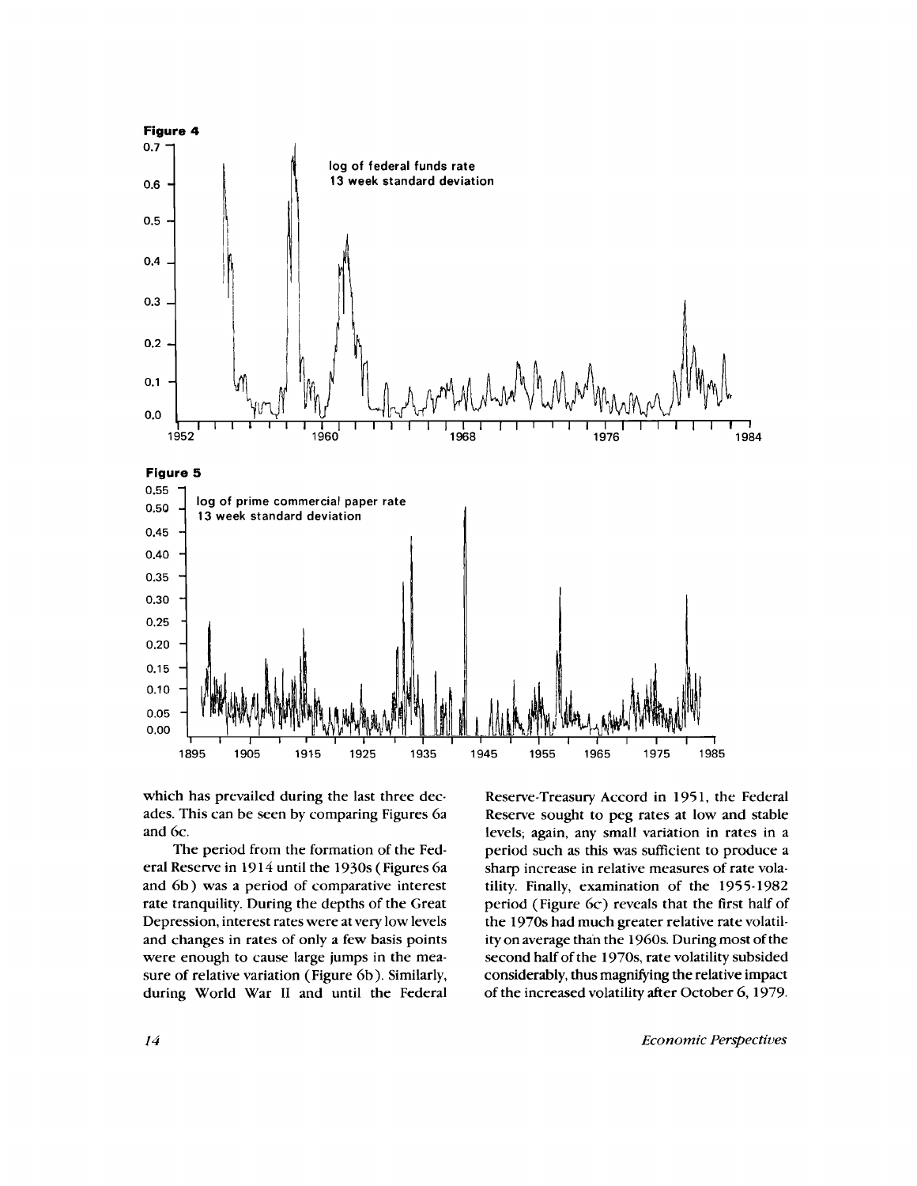**Figure 4**

log of federal funds rate
13 week standard deviation

**Figure 5**

log of prime commercial paper rate
13 week standard deviation

which has prevailed during the last three decades. This can be seen by comparing Figures 6a and 6c.

The period from the formation of the Federal Reserve in 1914 until the 1930s (Figures 6a and 6b) was a period of comparative interest rate tranquility. During the depths of the Great Depression, interest rates were at very low levels and changes in rates of only a few basis points were enough to cause large jumps in the measure of relative variation (Figure 6b). Similarly, during World War II and until the Federal Reserve-Treasury Accord in 1951, the Federal Reserve sought to peg rates at low and stable levels; again, any small variation in rates in a period such as this was sufficient to produce a sharp increase in relative measures of rate volatility. Finally, examination of the 1955-1982 period (Figure 6c) reveals that the first half of the 1970s had much greater relative rate volatility on average than the 1960s. During most of the second half of the 1970s, rate volatility subsided considerably, thus magnifying the relative impact of the increased volatility after October 6, 1979.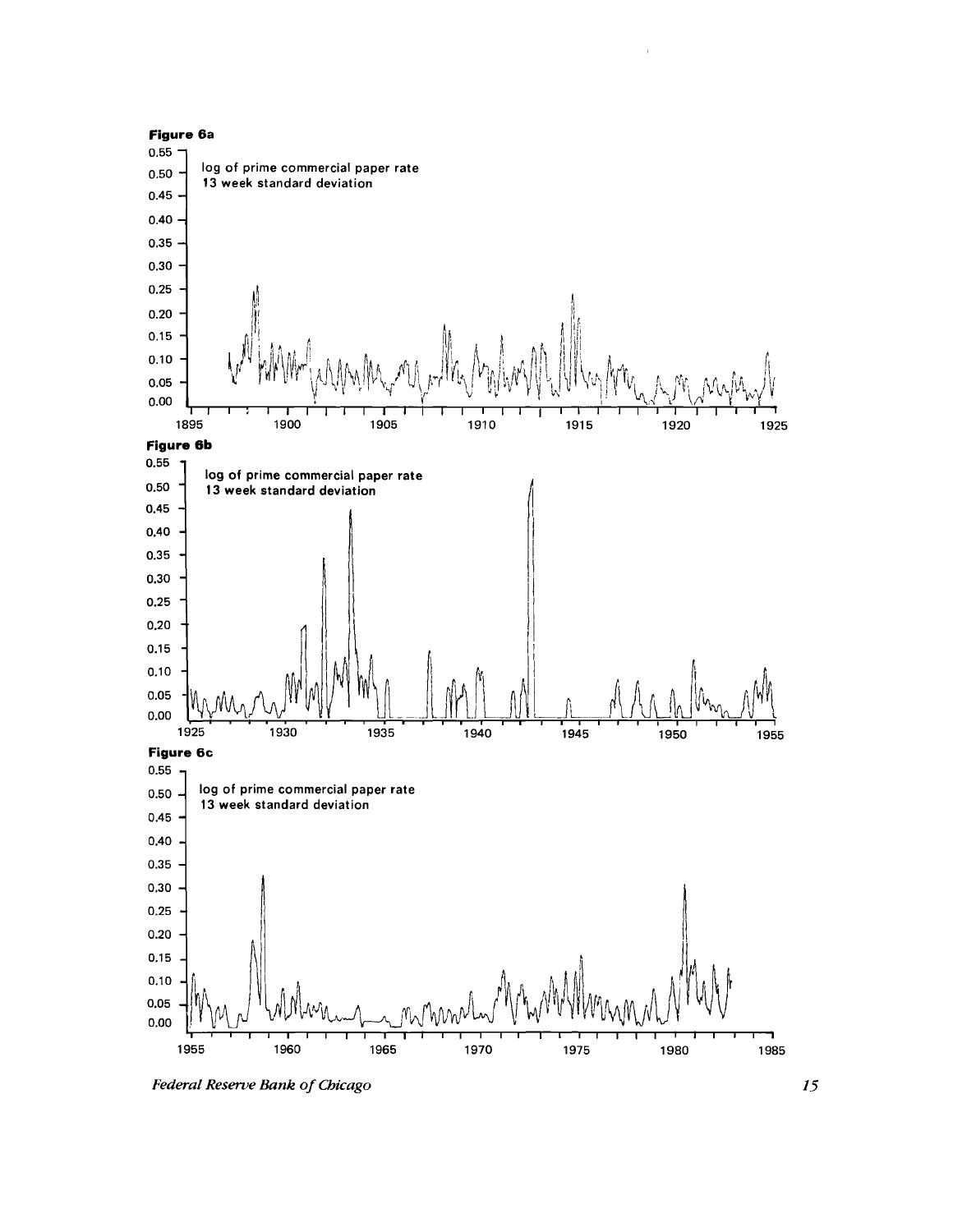**Figure 6a**

log of prime commercial paper rate
13 week standard deviation

**Figure 6b**

log of prime commercial paper rate
13 week standard deviation

**Figure 6c**

log of prime commercial paper rate
13 week standard deviation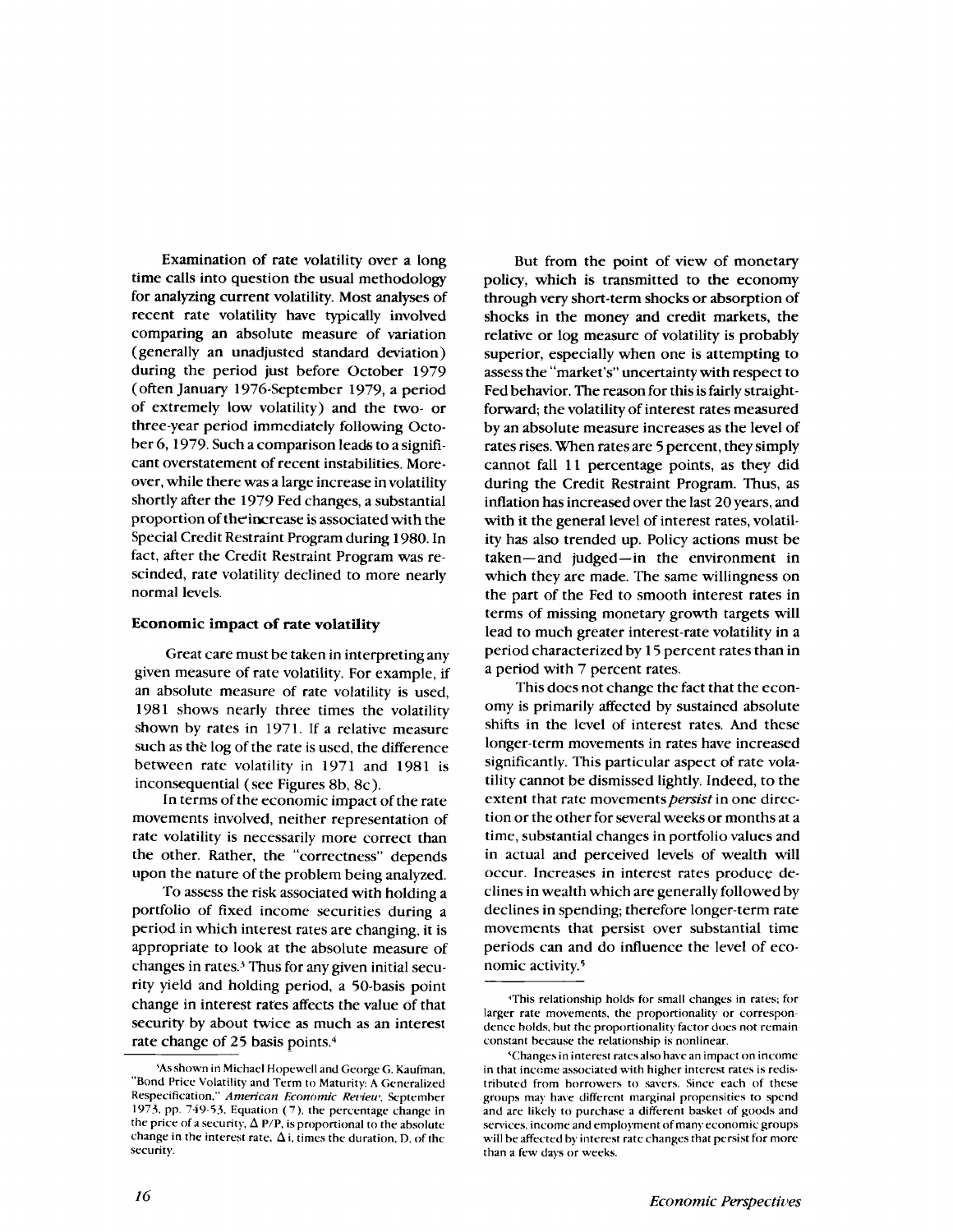Examination of rate volatility over a long time calls into question the usual methodology for analyzing current volatility. Most analyses of recent rate volatility have typically involved comparing an absolute measure of variation (generally an unadjusted standard deviation) during the period just before October 1979 (often January 1976-September 1979, a period of extremely low volatility) and the two- or three-year period immediately following October 6, 1979. Such a comparison leads to a significant overstatement of recent instabilities. Moreover, while there was a large increase in volatility shortly after the 1979 Fed changes, a substantial proportion of the increase is associated with the Special Credit Restraint Program during 1980. In fact, after the Credit Restraint Program was rescinded, rate volatility declined to more nearly normal levels.

### Economic impact of rate volatility

Great care must be taken in interpreting any given measure of rate volatility. For example, if an absolute measure of rate volatility is used, 1981 shows nearly three times the volatility shown by rates in 1971. If a relative measure such as the log of the rate is used, the difference between rate volatility in 1971 and 1981 is inconsequential (see Figures 8b, 8c).

In terms of the economic impact of the rate movements involved, neither representation of rate volatility is necessarily more correct than the other. Rather, the "correctness" depends upon the nature of the problem being analyzed.

To assess the risk associated with holding a portfolio of fixed income securities during a period in which interest rates are changing, it is appropriate to look at the absolute measure of changes in rates.[3] Thus for any given initial security yield and holding period, a 50-basis point change in interest rates affects the value of that security by about twice as much as an interest rate change of 25 basis points.[4]

But from the point of view of monetary policy, which is transmitted to the economy through very short-term shocks or absorption of shocks in the money and credit markets, the relative or log measure of volatility is probably superior, especially when one is attempting to assess the "market's" uncertainty with respect to Fed behavior. The reason for this is fairly straightforward; the volatility of interest rates measured by an absolute measure increases as the level of rates rises. When rates are 5 percent, they simply cannot fall 11 percentage points, as they did during the Credit Restraint Program. Thus, as inflation has increased over the last 20 years, and with it the general level of interest rates, volatility has also trended up. Policy actions must be taken—and judged—in the environment in which they are made. The same willingness on the part of the Fed to smooth interest rates in terms of missing monetary growth targets will lead to much greater interest-rate volatility in a period characterized by 15 percent rates than in a period with 7 percent rates.

This does not change the fact that the economy is primarily affected by sustained absolute shifts in the level of interest rates. And these longer-term movements in rates have increased significantly. This particular aspect of rate volatility cannot be dismissed lightly. Indeed, to the extent that rate movements *persist* in one direction or the other for several weeks or months at a time, substantial changes in portfolio values and in actual and perceived levels of wealth will occur. Increases in interest rates produce declines in wealth which are generally followed by declines in spending; therefore longer-term rate movements that persist over substantial time periods can and do influence the level of economic activity.[5]

---

[3]As shown in Michael Hopewell and George G. Kaufman, "Bond Price Volatility and Term to Maturity: A Generalized Respecification," *American Economic Review*, September 1973, pp. 749-53, Equation (7), the percentage change in the price of a security, $\Delta P/P$, is proportional to the absolute change in the interest rate, $\Delta i$, times the duration, D, of the security.

[4]This relationship holds for small changes in rates; for larger rate movements, the proportionality or correspondence holds, but the proportionality factor does not remain constant because the relationship is nonlinear.

[5]Changes in interest rates also have an impact on income in that income associated with higher interest rates is redistributed from borrowers to savers. Since each of these groups may have different marginal propensities to spend and are likely to purchase a different basket of goods and services, income and employment of many economic groups will be affected by interest rate changes that persist for more than a few days or weeks.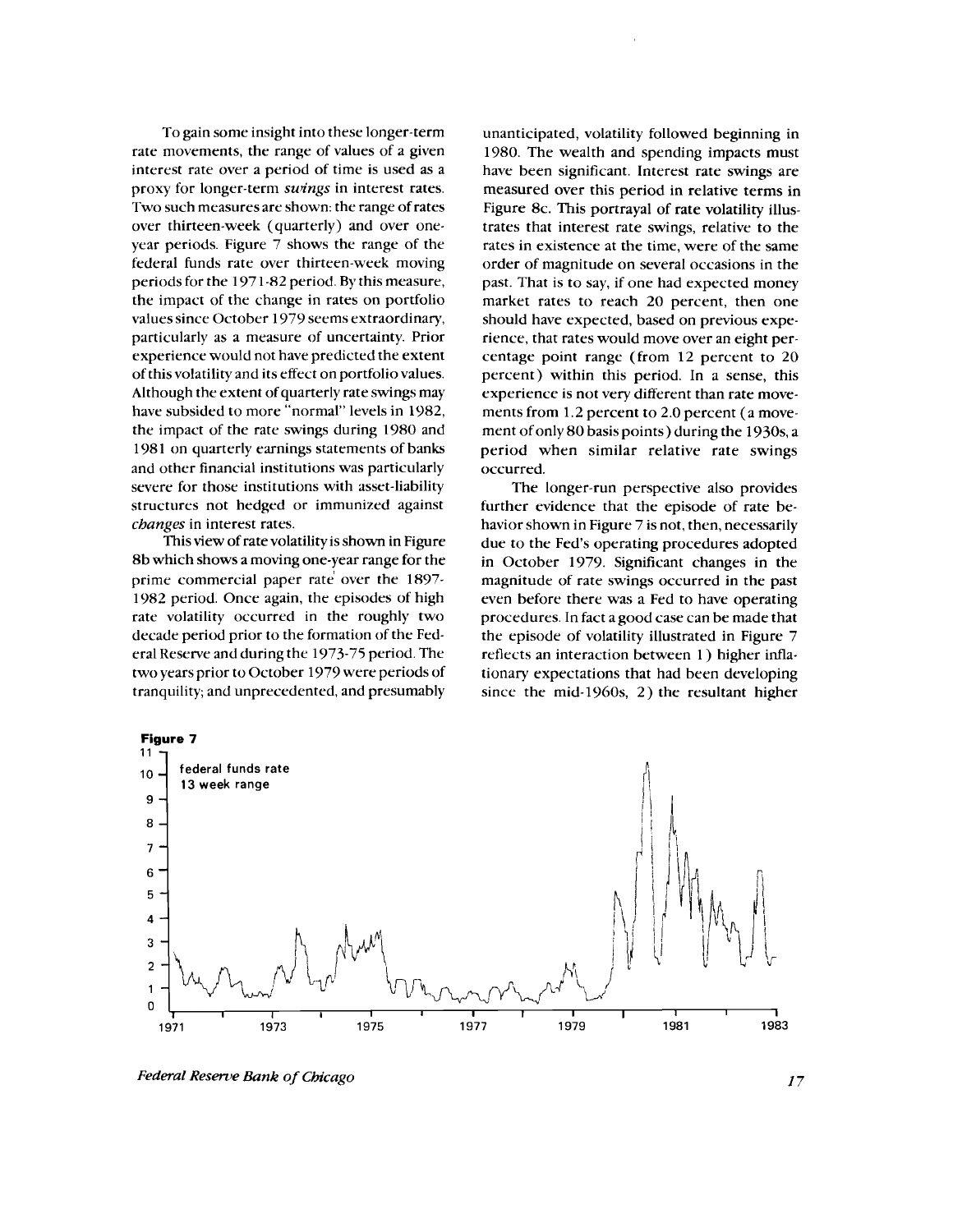To gain some insight into these longer-term rate movements, the range of values of a given interest rate over a period of time is used as a proxy for longer-term *swings* in interest rates. Two such measures are shown: the range of rates over thirteen-week (quarterly) and over one-year periods. Figure 7 shows the range of the federal funds rate over thirteen-week moving periods for the 1971-82 period. By this measure, the impact of the change in rates on portfolio values since October 1979 seems extraordinary, particularly as a measure of uncertainty. Prior experience would not have predicted the extent of this volatility and its effect on portfolio values. Although the extent of quarterly rate swings may have subsided to more "normal" levels in 1982, the impact of the rate swings during 1980 and 1981 on quarterly earnings statements of banks and other financial institutions was particularly severe for those institutions with asset-liability structures not hedged or immunized against *changes* in interest rates.

This view of rate volatility is shown in Figure 8b which shows a moving one-year range for the prime commercial paper rate over the 1897-1982 period. Once again, the episodes of high rate volatility occurred in the roughly two decade period prior to the formation of the Federal Reserve and during the 1973-75 period. The two years prior to October 1979 were periods of tranquility; and unprecedented, and presumably unanticipated, volatility followed beginning in 1980. The wealth and spending impacts must have been significant. Interest rate swings are measured over this period in relative terms in Figure 8c. This portrayal of rate volatility illustrates that interest rate swings, relative to the rates in existence at the time, were of the same order of magnitude on several occasions in the past. That is to say, if one had expected money market rates to reach 20 percent, then one should have expected, based on previous experience, that rates would move over an eight percentage point range (from 12 percent to 20 percent) within this period. In a sense, this experience is not very different than rate movements from 1.2 percent to 2.0 percent (a movement of only 80 basis points) during the 1930s, a period when similar relative rate swings occurred.

The longer-run perspective also provides further evidence that the episode of rate behavior shown in Figure 7 is not, then, necessarily due to the Fed's operating procedures adopted in October 1979. Significant changes in the magnitude of rate swings occurred in the past even before there was a Fed to have operating procedures. In fact a good case can be made that the episode of volatility illustrated in Figure 7 reflects an interaction between 1) higher inflationary expectations that had been developing since the mid-1960s, 2) the resultant higher

**Figure 7**

federal funds rate
13 week range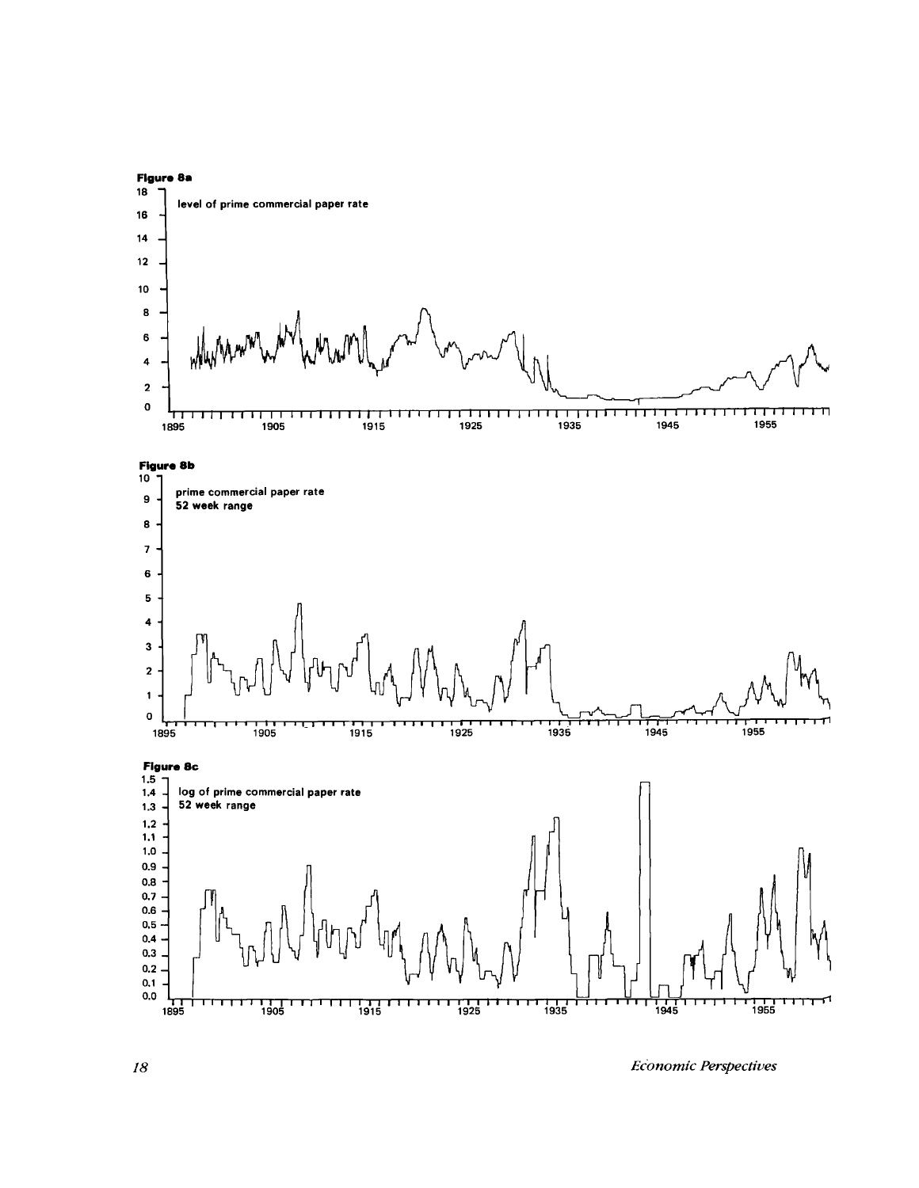**Figure 8a**

level of prime commercial paper rate

**Figure 8b**

prime commercial paper rate
52 week range

**Figure 8c**

log of prime commercial paper rate
52 week range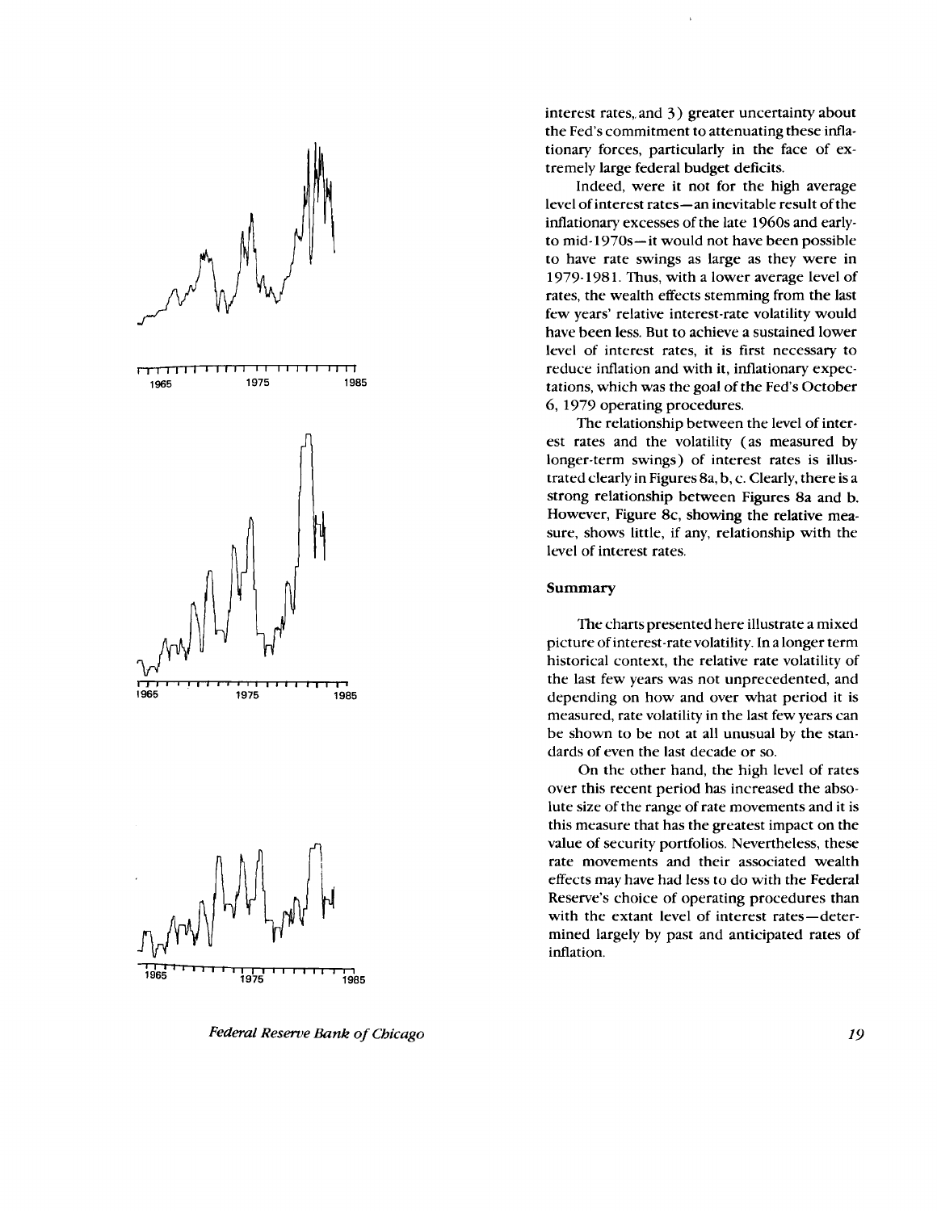1965
1975
1985

1965
1975
1985

1965
1975
1985

interest rates, and 3) greater uncertainty about the Fed's commitment to attenuating these inflationary forces, particularly in the face of extremely large federal budget deficits.

Indeed, were it not for the high average level of interest rates—an inevitable result of the inflationary excesses of the late 1960s and early- to mid-1970s—it would not have been possible to have rate swings as large as they were in 1979-1981. Thus, with a lower average level of rates, the wealth effects stemming from the last few years' relative interest-rate volatility would have been less. But to achieve a sustained lower level of interest rates, it is first necessary to reduce inflation and with it, inflationary expectations, which was the goal of the Fed's October 6, 1979 operating procedures.

The relationship between the level of interest rates and the volatility (as measured by longer-term swings) of interest rates is illustrated clearly in Figures 8a, b, c. Clearly, there is a strong relationship between Figures 8a and b. However, Figure 8c, showing the relative measure, shows little, if any, relationship with the level of interest rates.

### Summary

The charts presented here illustrate a mixed picture of interest-rate volatility. In a longer term historical context, the relative rate volatility of the last few years was not unprecedented, and depending on how and over what period it is measured, rate volatility in the last few years can be shown to be not at all unusual by the standards of even the last decade or so.

On the other hand, the high level of rates over this recent period has increased the absolute size of the range of rate movements and it is this measure that has the greatest impact on the value of security portfolios. Nevertheless, these rate movements and their associated wealth effects may have had less to do with the Federal Reserve's choice of operating procedures than with the extant level of interest rates—determined largely by past and anticipated rates of inflation.